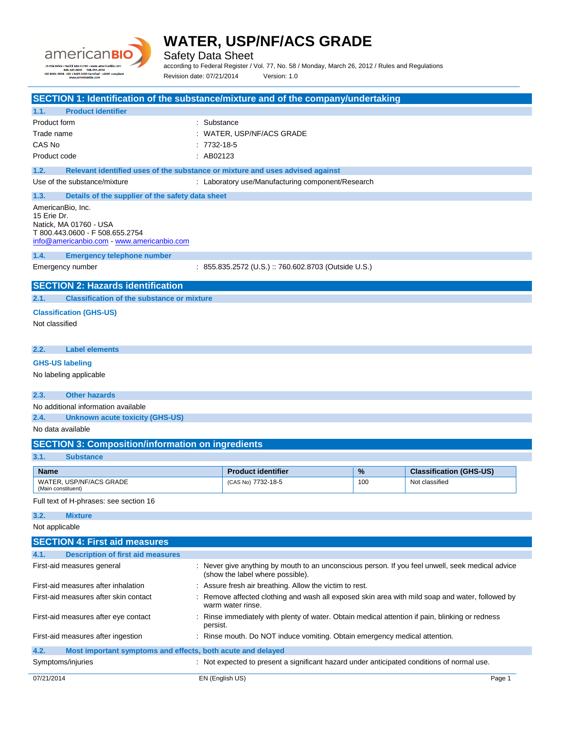# WATER, USP/NF/ACS GRADE

Safety Data Sheet

according to Federal Register / Vol. 77, No. 58 / Monday, March 26, 2012 / Rules and Regulations

Revision date: 07/21/2014 Version: 1.0

## SECTION 1: Identification of the substance/mixture and of the company/undertaking

### 1.1. Product identifier

Product form : Substance

Trade name : WATER, USP/NF/ACS GRADE

CAS No : 7732-18-5

Product code : AB02123

### 1.2. Relevant identified uses of the substance or mixture and uses advised against

Use of the substance/mixture : Laboratory use/Manufacturing component/Research

### 1.3. Details of the supplier of the safety data sheet

AmericanBio, Inc.
15 Erie Dr.
Natick, MA 01760 - USA
T 800.443.0600 - F 508.655.2754
info@americanbio.com - www.americanbio.com

### 1.4. Emergency telephone number

Emergency number : 855.835.2572 (U.S.) :: 760.602.8703 (Outside U.S.)

## SECTION 2: Hazards identification

### 2.1. Classification of the substance or mixture

**Classification (GHS-US)**

Not classified

### 2.2. Label elements

**GHS-US labeling**

No labeling applicable

### 2.3. Other hazards

No additional information available

### 2.4. Unknown acute toxicity (GHS-US)

No data available

## SECTION 3: Composition/information on ingredients

### 3.1. Substance

| Name | Product identifier | % | Classification (GHS-US) |
|---|---|---|---|
| WATER, USP/NF/ACS GRADE (Main constituent) | (CAS No) 7732-18-5 | 100 | Not classified |

Full text of H-phrases: see section 16

### 3.2. Mixture

Not applicable

## SECTION 4: First aid measures

### 4.1. Description of first aid measures

First-aid measures general : Never give anything by mouth to an unconscious person. If you feel unwell, seek medical advice (show the label where possible).

First-aid measures after inhalation : Assure fresh air breathing. Allow the victim to rest.

First-aid measures after skin contact : Remove affected clothing and wash all exposed skin area with mild soap and water, followed by warm water rinse.

First-aid measures after eye contact : Rinse immediately with plenty of water. Obtain medical attention if pain, blinking or redness persist.

First-aid measures after ingestion : Rinse mouth. Do NOT induce vomiting. Obtain emergency medical attention.

### 4.2. Most important symptoms and effects, both acute and delayed

Symptoms/injuries : Not expected to present a significant hazard under anticipated conditions of normal use.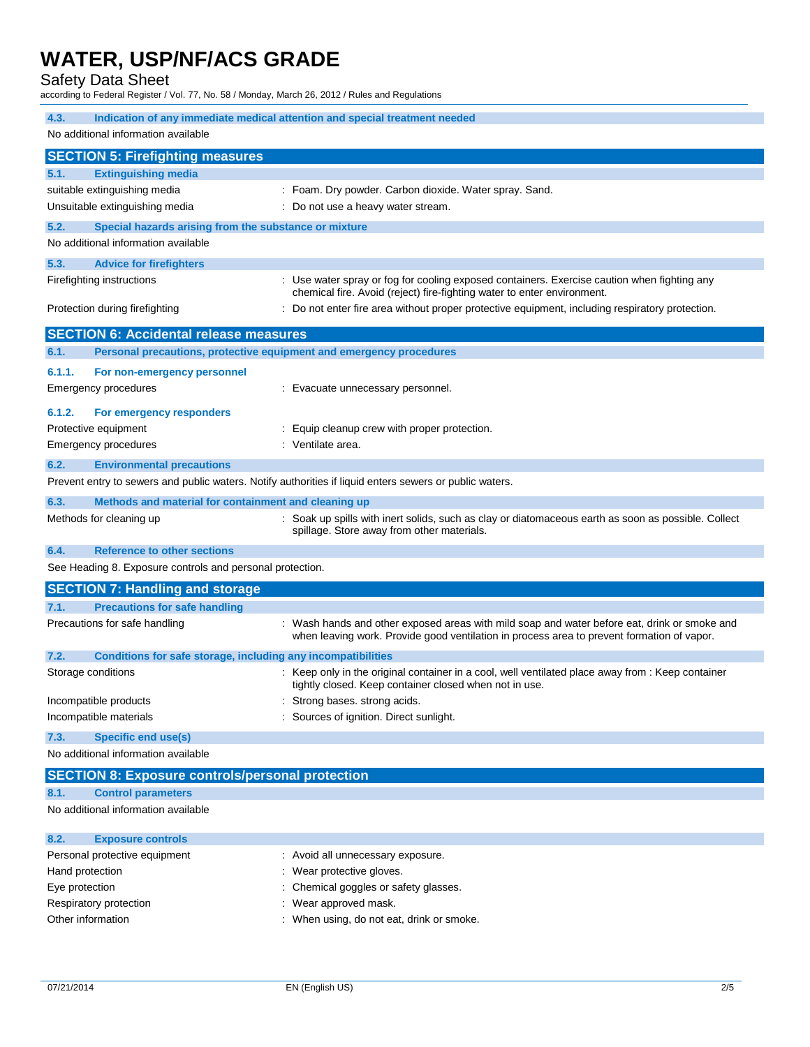### 4.3. Indication of any immediate medical attention and special treatment needed

No additional information available

## SECTION 5: Firefighting measures

### 5.1. Extinguishing media

| | |
|---|---|
| suitable extinguishing media | : Foam. Dry powder. Carbon dioxide. Water spray. Sand. |
| Unsuitable extinguishing media | : Do not use a heavy water stream. |

### 5.2. Special hazards arising from the substance or mixture

No additional information available

### 5.3. Advice for firefighters

| | |
|---|---|
| Firefighting instructions | : Use water spray or fog for cooling exposed containers. Exercise caution when fighting any chemical fire. Avoid (reject) fire-fighting water to enter environment. |
| Protection during firefighting | : Do not enter fire area without proper protective equipment, including respiratory protection. |

## SECTION 6: Accidental release measures

### 6.1. Personal precautions, protective equipment and emergency procedures

#### 6.1.1. For non-emergency personnel

| | |
|---|---|
| Emergency procedures | : Evacuate unnecessary personnel. |

#### 6.1.2. For emergency responders

| | |
|---|---|
| Protective equipment | : Equip cleanup crew with proper protection. |
| Emergency procedures | : Ventilate area. |

### 6.2. Environmental precautions

Prevent entry to sewers and public waters. Notify authorities if liquid enters sewers or public waters.

### 6.3. Methods and material for containment and cleaning up

| | |
|---|---|
| Methods for cleaning up | : Soak up spills with inert solids, such as clay or diatomaceous earth as soon as possible. Collect spillage. Store away from other materials. |

### 6.4. Reference to other sections

See Heading 8. Exposure controls and personal protection.

## SECTION 7: Handling and storage

### 7.1. Precautions for safe handling

| | |
|---|---|
| Precautions for safe handling | : Wash hands and other exposed areas with mild soap and water before eat, drink or smoke and when leaving work. Provide good ventilation in process area to prevent formation of vapor. |

### 7.2. Conditions for safe storage, including any incompatibilities

| | |
|---|---|
| Storage conditions | : Keep only in the original container in a cool, well ventilated place away from : Keep container tightly closed. Keep container closed when not in use. |
| Incompatible products | : Strong bases. strong acids. |
| Incompatible materials | : Sources of ignition. Direct sunlight. |

### 7.3. Specific end use(s)

No additional information available

## SECTION 8: Exposure controls/personal protection

### 8.1. Control parameters

No additional information available

### 8.2. Exposure controls

| | |
|---|---|
| Personal protective equipment | : Avoid all unnecessary exposure. |
| Hand protection | : Wear protective gloves. |
| Eye protection | : Chemical goggles or safety glasses. |
| Respiratory protection | : Wear approved mask. |
| Other information | : When using, do not eat, drink or smoke. |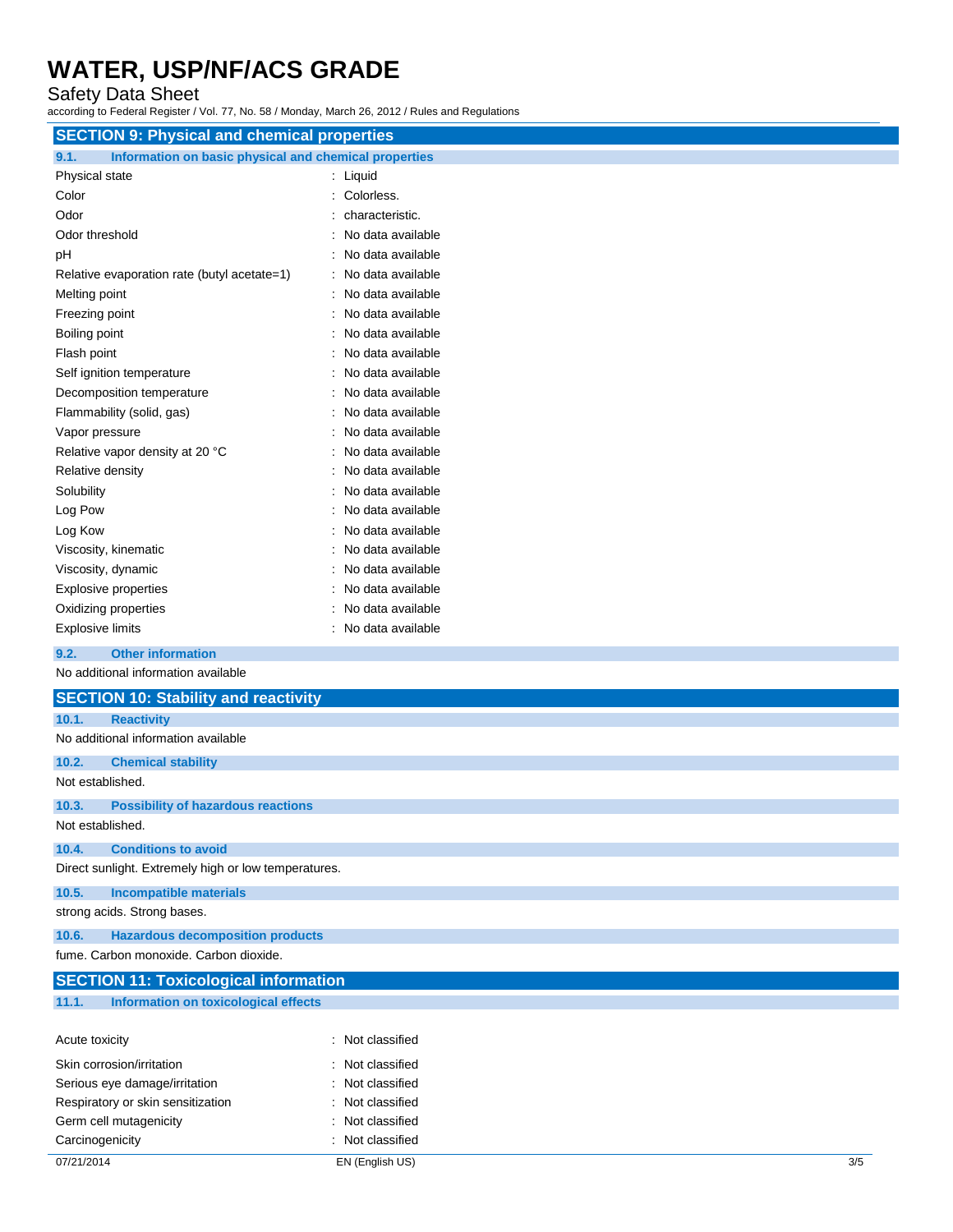## SECTION 9: Physical and chemical properties

### 9.1. Information on basic physical and chemical properties

| Property | Value |
|---|---|
| Physical state | : Liquid |
| Color | : Colorless. |
| Odor | : characteristic. |
| Odor threshold | : No data available |
| pH | : No data available |
| Relative evaporation rate (butyl acetate=1) | : No data available |
| Melting point | : No data available |
| Freezing point | : No data available |
| Boiling point | : No data available |
| Flash point | : No data available |
| Self ignition temperature | : No data available |
| Decomposition temperature | : No data available |
| Flammability (solid, gas) | : No data available |
| Vapor pressure | : No data available |
| Relative vapor density at 20 °C | : No data available |
| Relative density | : No data available |
| Solubility | : No data available |
| Log Pow | : No data available |
| Log Kow | : No data available |
| Viscosity, kinematic | : No data available |
| Viscosity, dynamic | : No data available |
| Explosive properties | : No data available |
| Oxidizing properties | : No data available |
| Explosive limits | : No data available |

### 9.2. Other information

No additional information available

## SECTION 10: Stability and reactivity

### 10.1. Reactivity

No additional information available

### 10.2. Chemical stability

Not established.

### 10.3. Possibility of hazardous reactions

Not established.

### 10.4. Conditions to avoid

Direct sunlight. Extremely high or low temperatures.

### 10.5. Incompatible materials

strong acids. Strong bases.

### 10.6. Hazardous decomposition products

fume. Carbon monoxide. Carbon dioxide.

## SECTION 11: Toxicological information

### 11.1. Information on toxicological effects

| Effect | Classification |
|---|---|
| Acute toxicity | : Not classified |
| Skin corrosion/irritation | : Not classified |
| Serious eye damage/irritation | : Not classified |
| Respiratory or skin sensitization | : Not classified |
| Germ cell mutagenicity | : Not classified |
| Carcinogenicity | : Not classified |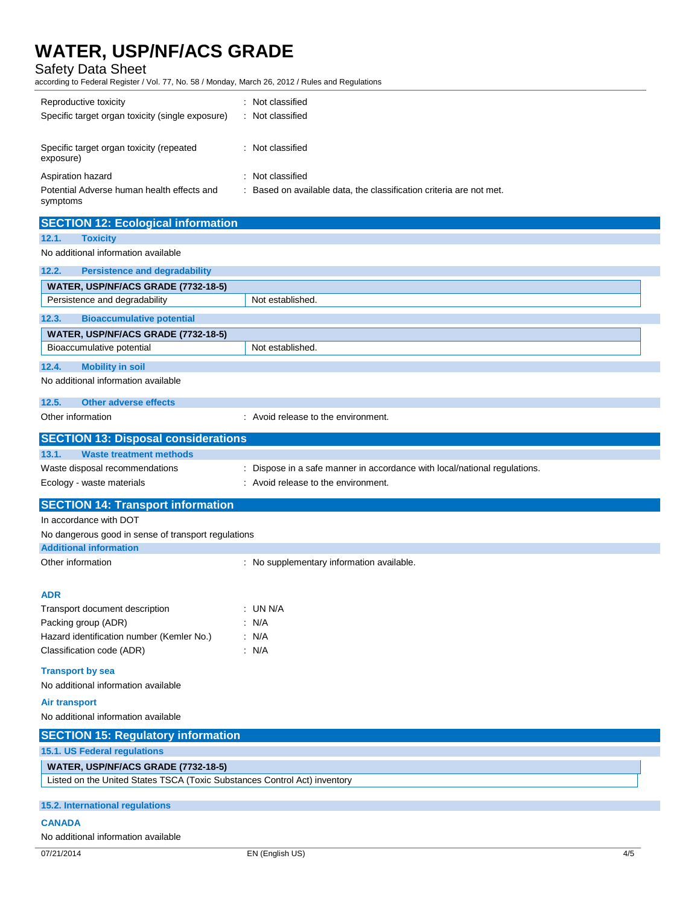Reproductive toxicity : Not classified

Specific target organ toxicity (single exposure) : Not classified

Specific target organ toxicity (repeated exposure) : Not classified

Aspiration hazard : Not classified

Potential Adverse human health effects and symptoms : Based on available data, the classification criteria are not met.

## SECTION 12: Ecological information

### 12.1. Toxicity

No additional information available

### 12.2. Persistence and degradability

| WATER, USP/NF/ACS GRADE (7732-18-5) | |
|---|---|
| Persistence and degradability | Not established. |

### 12.3. Bioaccumulative potential

| WATER, USP/NF/ACS GRADE (7732-18-5) | |
|---|---|
| Bioaccumulative potential | Not established. |

### 12.4. Mobility in soil

No additional information available

### 12.5. Other adverse effects

Other information : Avoid release to the environment.

## SECTION 13: Disposal considerations

### 13.1. Waste treatment methods

Waste disposal recommendations : Dispose in a safe manner in accordance with local/national regulations.

Ecology - waste materials : Avoid release to the environment.

## SECTION 14: Transport information

In accordance with DOT

No dangerous good in sense of transport regulations

**Additional information**

Other information : No supplementary information available.

**ADR**

Transport document description : UN N/A

Packing group (ADR) : N/A

Hazard identification number (Kemler No.) : N/A

Classification code (ADR) : N/A

**Transport by sea**

No additional information available

**Air transport**

No additional information available

## SECTION 15: Regulatory information

### 15.1. US Federal regulations

| WATER, USP/NF/ACS GRADE (7732-18-5) |
|---|
| Listed on the United States TSCA (Toxic Substances Control Act) inventory |

### 15.2. International regulations

**CANADA**

No additional information available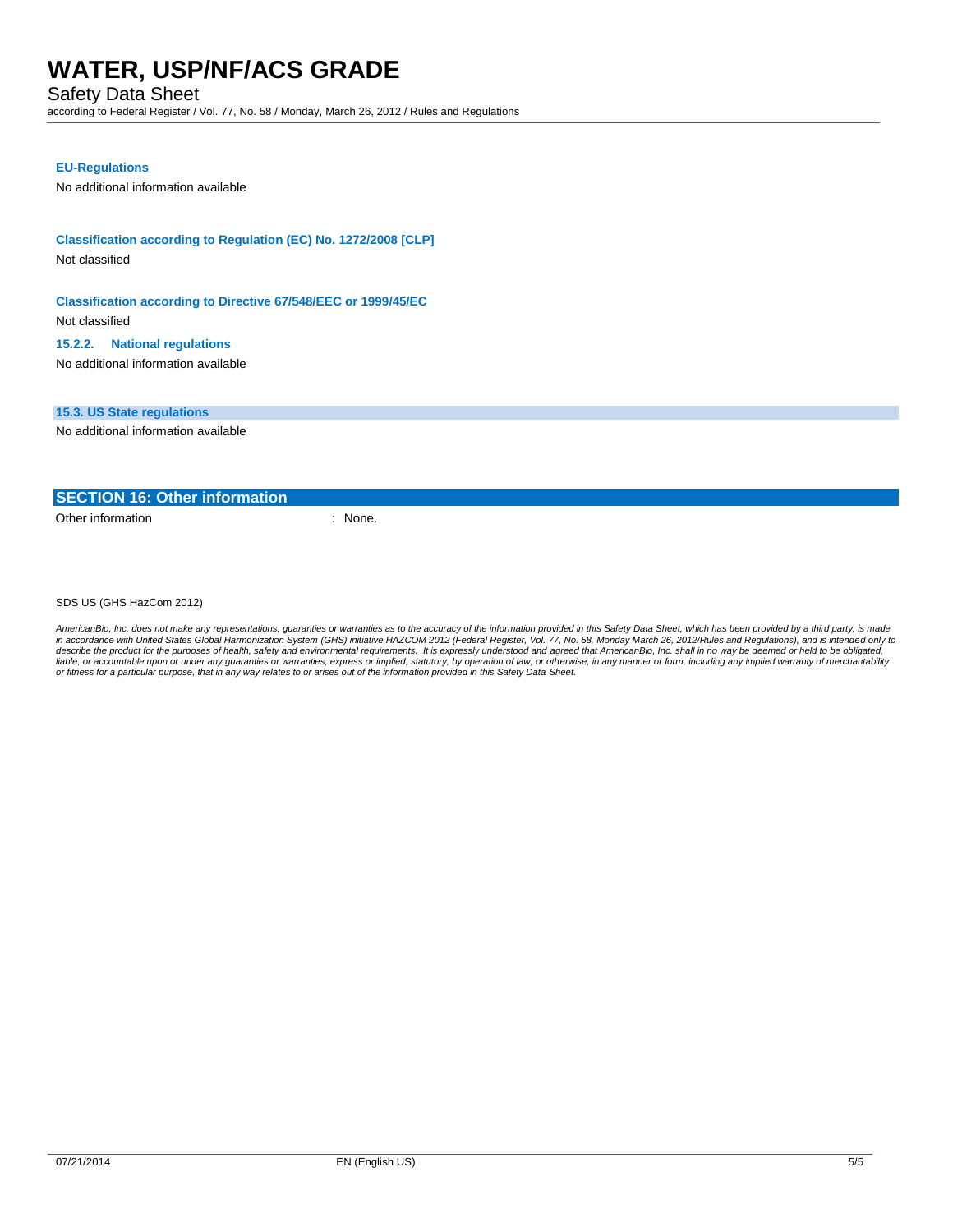#### EU-Regulations

No additional information available

#### Classification according to Regulation (EC) No. 1272/2008 [CLP]

Not classified

#### Classification according to Directive 67/548/EEC or 1999/45/EC

Not classified

#### 15.2.2. National regulations

No additional information available

### 15.3. US State regulations

No additional information available

## SECTION 16: Other information

Other information : None.

SDS US (GHS HazCom 2012)

*AmericanBio, Inc. does not make any representations, guaranties or warranties as to the accuracy of the information provided in this Safety Data Sheet, which has been provided by a third party, is made in accordance with United States Global Harmonization System (GHS) initiative HAZCOM 2012 (Federal Register, Vol. 77, No. 58, Monday March 26, 2012/Rules and Regulations), and is intended only to describe the product for the purposes of health, safety and environmental requirements. It is expressly understood and agreed that AmericanBio, Inc. shall in no way be deemed or held to be obligated, liable, or accountable upon or under any guaranties or warranties, express or implied, statutory, by operation of law, or otherwise, in any manner or form, including any implied warranty of merchantability or fitness for a particular purpose, that in any way relates to or arises out of the information provided in this Safety Data Sheet.*